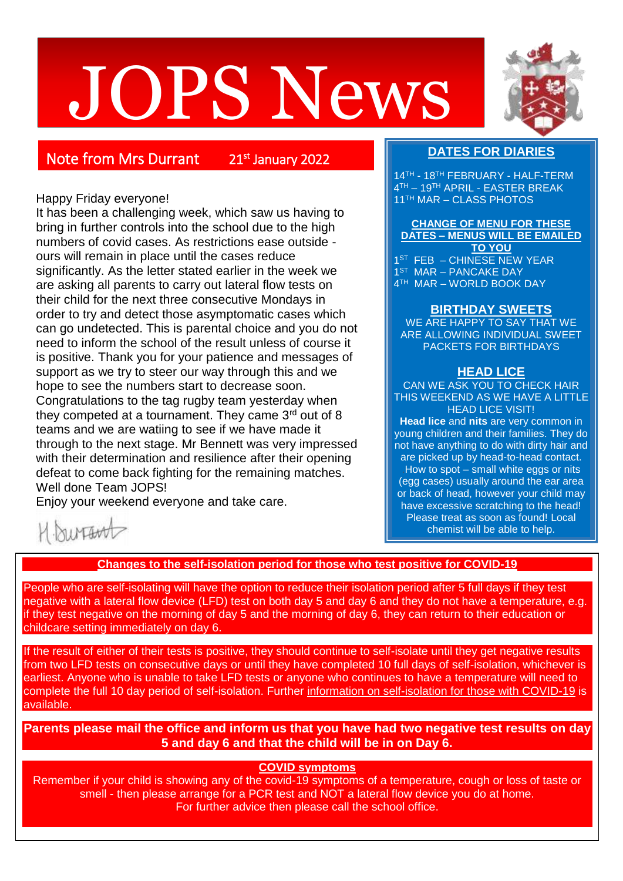# JOPS News

## Note from Mrs Durrant — 21st January 2022

Happy Friday everyone!

It has been a challenging week, which saw us having to bring in further controls into the school due to the high numbers of covid cases. As restrictions ease outside - ours will remain in place until the cases reduce significantly. As the letter stated earlier in the week we are asking all parents to carry out lateral flow tests on their child for the next three consecutive Mondays in order to try and detect those asymptomatic cases which can go undetected. This is parental choice and you do not need to inform the school of the result unless of course it is positive. Thank you for your patience and messages of support as we try to steer our way through this and we hope to see the numbers start to decrease soon.

Congratulations to the tag rugby team yesterday when they competed at a tournament. They came 3rd out of 8 teams and we are watiing to see if we have made it through to the next stage. Mr Bennett was very impressed with their determination and resilience after their opening defeat to come back fighting for the remaining matches. Well done Team JOPS!

Enjoy your weekend everyone and take care.

H Durrant

## DATES FOR DIARIES

14TH - 18TH FEBRUARY - HALF-TERM
4TH – 19TH APRIL - EASTER BREAK
11TH MAR – CLASS PHOTOS

**CHANGE OF MENU FOR THESE DATES – MENUS WILL BE EMAILED TO YOU**

1ST FEB – CHINESE NEW YEAR
1ST MAR – PANCAKE DAY
4TH MAR – WORLD BOOK DAY

### BIRTHDAY SWEETS

WE ARE HAPPY TO SAY THAT WE ARE ALLOWING INDIVIDUAL SWEET PACKETS FOR BIRTHDAYS

### HEAD LICE

CAN WE ASK YOU TO CHECK HAIR THIS WEEKEND AS WE HAVE A LITTLE HEAD LICE VISIT!

**Head lice** and **nits** are very common in young children and their families. They do not have anything to do with dirty hair and are picked up by head-to-head contact. How to spot – small white eggs or nits (egg cases) usually around the ear area or back of head, however your child may have excessive scratching to the head! Please treat as soon as found! Local chemist will be able to help.

## Changes to the self-isolation period for those who test positive for COVID-19

People who are self-isolating will have the option to reduce their isolation period after 5 full days if they test negative with a lateral flow device (LFD) test on both day 5 and day 6 and they do not have a temperature, e.g. if they test negative on the morning of day 5 and the morning of day 6, they can return to their education or childcare setting immediately on day 6.

If the result of either of their tests is positive, they should continue to self-isolate until they get negative results from two LFD tests on consecutive days or until they have completed 10 full days of self-isolation, whichever is earliest. Anyone who is unable to take LFD tests or anyone who continues to have a temperature will need to complete the full 10 day period of self-isolation. Further information on self-isolation for those with COVID-19 is available.

**Parents please mail the office and inform us that you have had two negative test results on day 5 and day 6 and that the child will be in on Day 6.**

### COVID symptoms

Remember if your child is showing any of the covid-19 symptoms of a temperature, cough or loss of taste or smell - then please arrange for a PCR test and NOT a lateral flow device you do at home.
For further advice then please call the school office.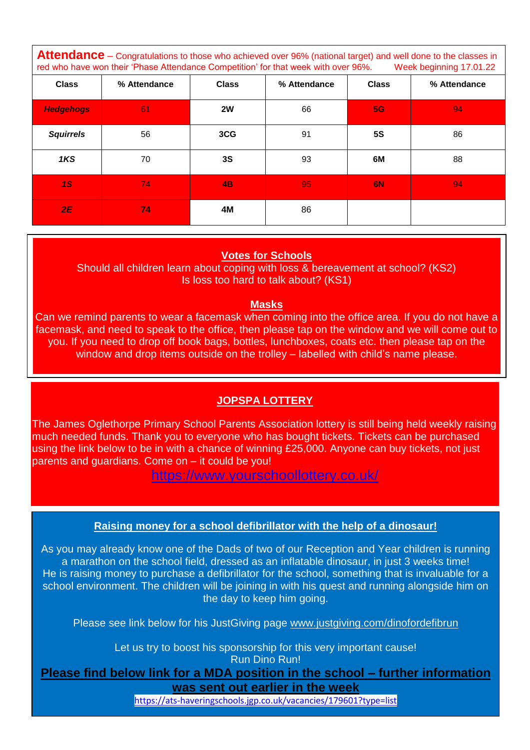**Attendance** – Congratulations to those who achieved over 96% (national target) and well done to the classes in red who have won their 'Phase Attendance Competition' for that week with over 96%. Week beginning 17.01.22

| Class | % Attendance | Class | % Attendance | Class | % Attendance |
|---|---|---|---|---|---|
| *Hedgehogs* | 61 | 2W | 66 | 5G | 94 |
| *Squirrels* | 56 | 3CG | 91 | 5S | 86 |
| *1KS* | 70 | 3S | 93 | 6M | 88 |
| *1S* | 74 | 4B | 95 | 6N | 94 |
| *2E* | 74 | 4M | 86 | | |

## Votes for Schools

Should all children learn about coping with loss & bereavement at school? (KS2)
Is loss too hard to talk about? (KS1)

## Masks

Can we remind parents to wear a facemask when coming into the office area. If you do not have a facemask, and need to speak to the office, then please tap on the window and we will come out to you. If you need to drop off book bags, bottles, lunchboxes, coats etc. then please tap on the window and drop items outside on the trolley – labelled with child's name please.

## JOPSPA LOTTERY

The James Oglethorpe Primary School Parents Association lottery is still being held weekly raising much needed funds. Thank you to everyone who has bought tickets. Tickets can be purchased using the link below to be in with a chance of winning £25,000. Anyone can buy tickets, not just parents and guardians. Come on – it could be you!

https://www.yourschoollottery.co.uk/

## Raising money for a school defibrillator with the help of a dinosaur!

As you may already know one of the Dads of two of our Reception and Year children is running a marathon on the school field, dressed as an inflatable dinosaur, in just 3 weeks time! He is raising money to purchase a defibrillator for the school, something that is invaluable for a school environment. The children will be joining in with his quest and running alongside him on the day to keep him going.

Please see link below for his JustGiving page www.justgiving.com/dinofordefibrun

Let us try to boost his sponsorship for this very important cause!
Run Dino Run!

**Please find below link for a MDA position in the school – further information was sent out earlier in the week**

https://ats-haveringschools.jgp.co.uk/vacancies/179601?type=list